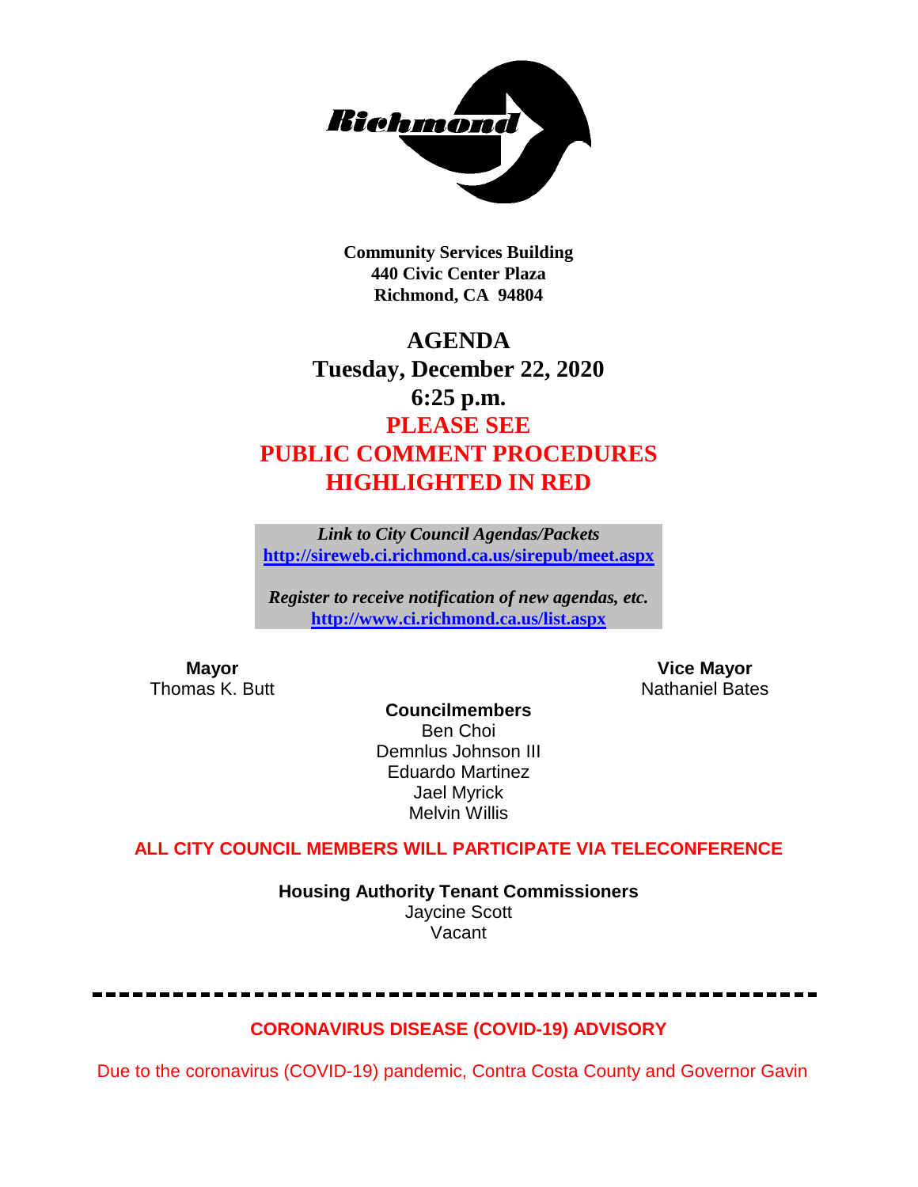Richmond

**Community Services Building**
**440 Civic Center Plaza**
**Richmond, CA 94804**

# AGENDA
## Tuesday, December 22, 2020
## 6:25 p.m.
## PLEASE SEE PUBLIC COMMENT PROCEDURES HIGHLIGHTED IN RED

*Link to City Council Agendas/Packets*
**http://sireweb.ci.richmond.ca.us/sirepub/meet.aspx**

*Register to receive notification of new agendas, etc.*
**http://www.ci.richmond.ca.us/list.aspx**

**Mayor**
Thomas K. Butt

**Vice Mayor**
Nathaniel Bates

**Councilmembers**
Ben Choi
Demnlus Johnson III
Eduardo Martinez
Jael Myrick
Melvin Willis

**ALL CITY COUNCIL MEMBERS WILL PARTICIPATE VIA TELECONFERENCE**

**Housing Authority Tenant Commissioners**
Jaycine Scott
Vacant

---

**CORONAVIRUS DISEASE (COVID-19) ADVISORY**

Due to the coronavirus (COVID-19) pandemic, Contra Costa County and Governor Gavin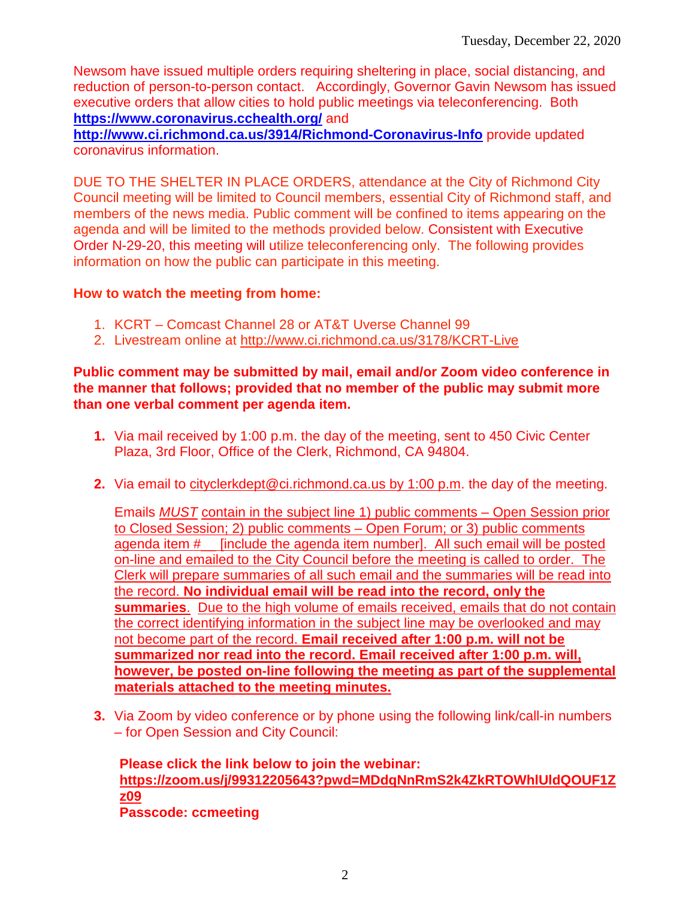Newsom have issued multiple orders requiring sheltering in place, social distancing, and reduction of person-to-person contact. Accordingly, Governor Gavin Newsom has issued executive orders that allow cities to hold public meetings via teleconferencing. Both **https://www.coronavirus.cchealth.org/** and **http://www.ci.richmond.ca.us/3914/Richmond-Coronavirus-Info** provide updated coronavirus information.

DUE TO THE SHELTER IN PLACE ORDERS, attendance at the City of Richmond City Council meeting will be limited to Council members, essential City of Richmond staff, and members of the news media. Public comment will be confined to items appearing on the agenda and will be limited to the methods provided below. Consistent with Executive Order N-29-20, this meeting will utilize teleconferencing only. The following provides information on how the public can participate in this meeting.

**How to watch the meeting from home:**

1. KCRT – Comcast Channel 28 or AT&T Uverse Channel 99
2. Livestream online at http://www.ci.richmond.ca.us/3178/KCRT-Live

**Public comment may be submitted by mail, email and/or Zoom video conference in the manner that follows; provided that no member of the public may submit more than one verbal comment per agenda item.**

1. Via mail received by 1:00 p.m. the day of the meeting, sent to 450 Civic Center Plaza, 3rd Floor, Office of the Clerk, Richmond, CA 94804.

2. Via email to cityclerkdept@ci.richmond.ca.us by 1:00 p.m. the day of the meeting.

   Emails *MUST* contain in the subject line 1) public comments – Open Session prior to Closed Session; 2) public comments – Open Forum; or 3) public comments agenda item # __ [include the agenda item number]. All such email will be posted on-line and emailed to the City Council before the meeting is called to order. The Clerk will prepare summaries of all such email and the summaries will be read into the record. **No individual email will be read into the record, only the summaries**. Due to the high volume of emails received, emails that do not contain the correct identifying information in the subject line may be overlooked and may not become part of the record. **Email received after 1:00 p.m. will not be summarized nor read into the record. Email received after 1:00 p.m. will, however, be posted on-line following the meeting as part of the supplemental materials attached to the meeting minutes.**

3. Via Zoom by video conference or by phone using the following link/call-in numbers – for Open Session and City Council:

   **Please click the link below to join the webinar:**
   **https://zoom.us/j/99312205643?pwd=MDdqNnRmS2k4ZkRTOWhlUldQOUF1Zz09**
   **Passcode: ccmeeting**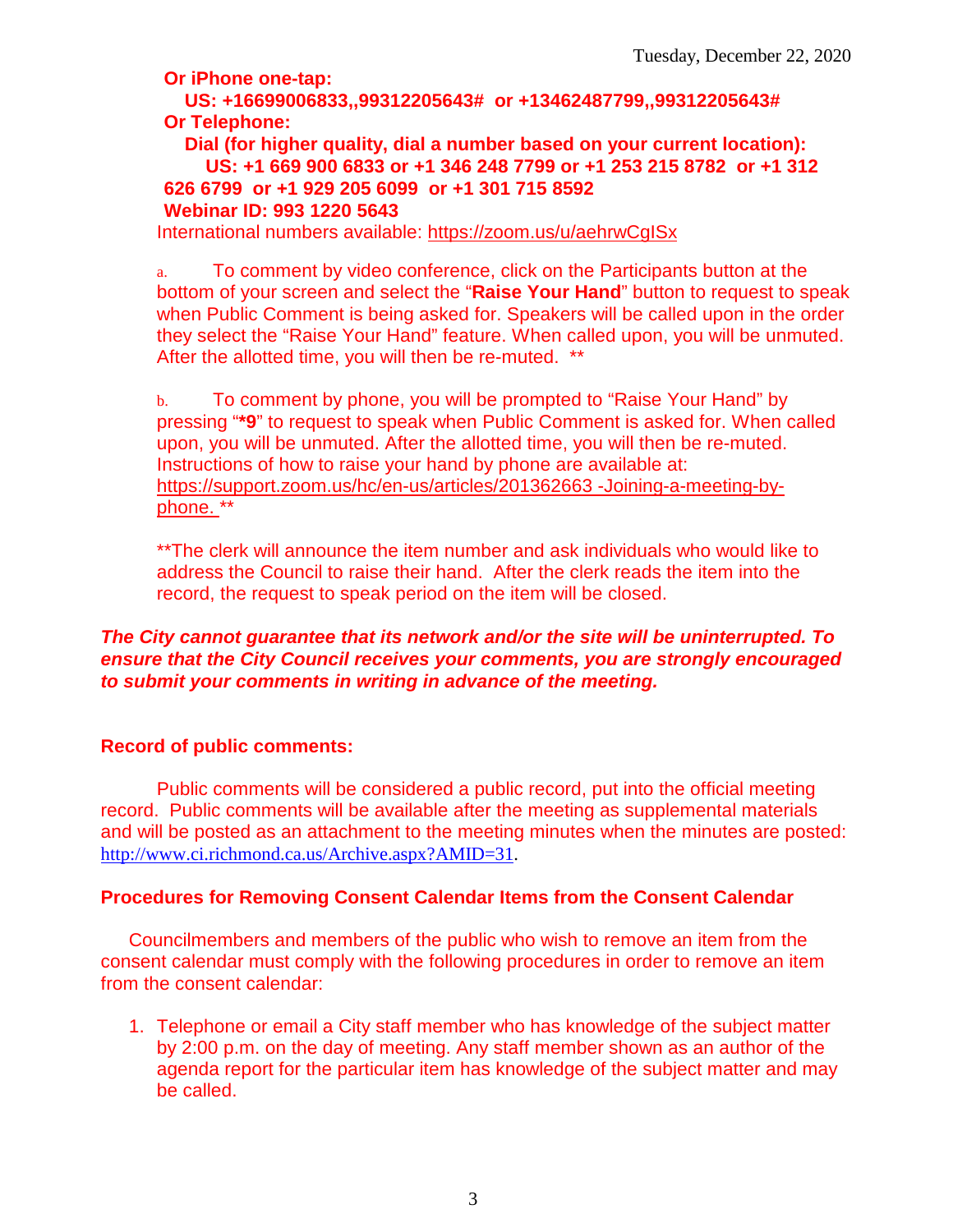**Or iPhone one-tap:**

**US: +16699006833,,99312205643# or +13462487799,,99312205643#**

**Or Telephone:**

**Dial (for higher quality, dial a number based on your current location):**

**US: +1 669 900 6833 or +1 346 248 7799 or +1 253 215 8782 or +1 312 626 6799 or +1 929 205 6099 or +1 301 715 8592**

**Webinar ID: 993 1220 5643**

International numbers available: https://zoom.us/u/aehrwCgISx

a. To comment by video conference, click on the Participants button at the bottom of your screen and select the "**Raise Your Hand**" button to request to speak when Public Comment is being asked for. Speakers will be called upon in the order they select the "Raise Your Hand" feature. When called upon, you will be unmuted. After the allotted time, you will then be re-muted. **

b. To comment by phone, you will be prompted to "Raise Your Hand" by pressing "***9**" to request to speak when Public Comment is asked for. When called upon, you will be unmuted. After the allotted time, you will then be re-muted. Instructions of how to raise your hand by phone are available at: https://support.zoom.us/hc/en-us/articles/201362663 -Joining-a-meeting-by-phone. **

**The clerk will announce the item number and ask individuals who would like to address the Council to raise their hand. After the clerk reads the item into the record, the request to speak period on the item will be closed.

***The City cannot guarantee that its network and/or the site will be uninterrupted. To ensure that the City Council receives your comments, you are strongly encouraged to submit your comments in writing in advance of the meeting.***

**Record of public comments:**

Public comments will be considered a public record, put into the official meeting record. Public comments will be available after the meeting as supplemental materials and will be posted as an attachment to the meeting minutes when the minutes are posted: http://www.ci.richmond.ca.us/Archive.aspx?AMID=31.

**Procedures for Removing Consent Calendar Items from the Consent Calendar**

Councilmembers and members of the public who wish to remove an item from the consent calendar must comply with the following procedures in order to remove an item from the consent calendar:

1. Telephone or email a City staff member who has knowledge of the subject matter by 2:00 p.m. on the day of meeting. Any staff member shown as an author of the agenda report for the particular item has knowledge of the subject matter and may be called.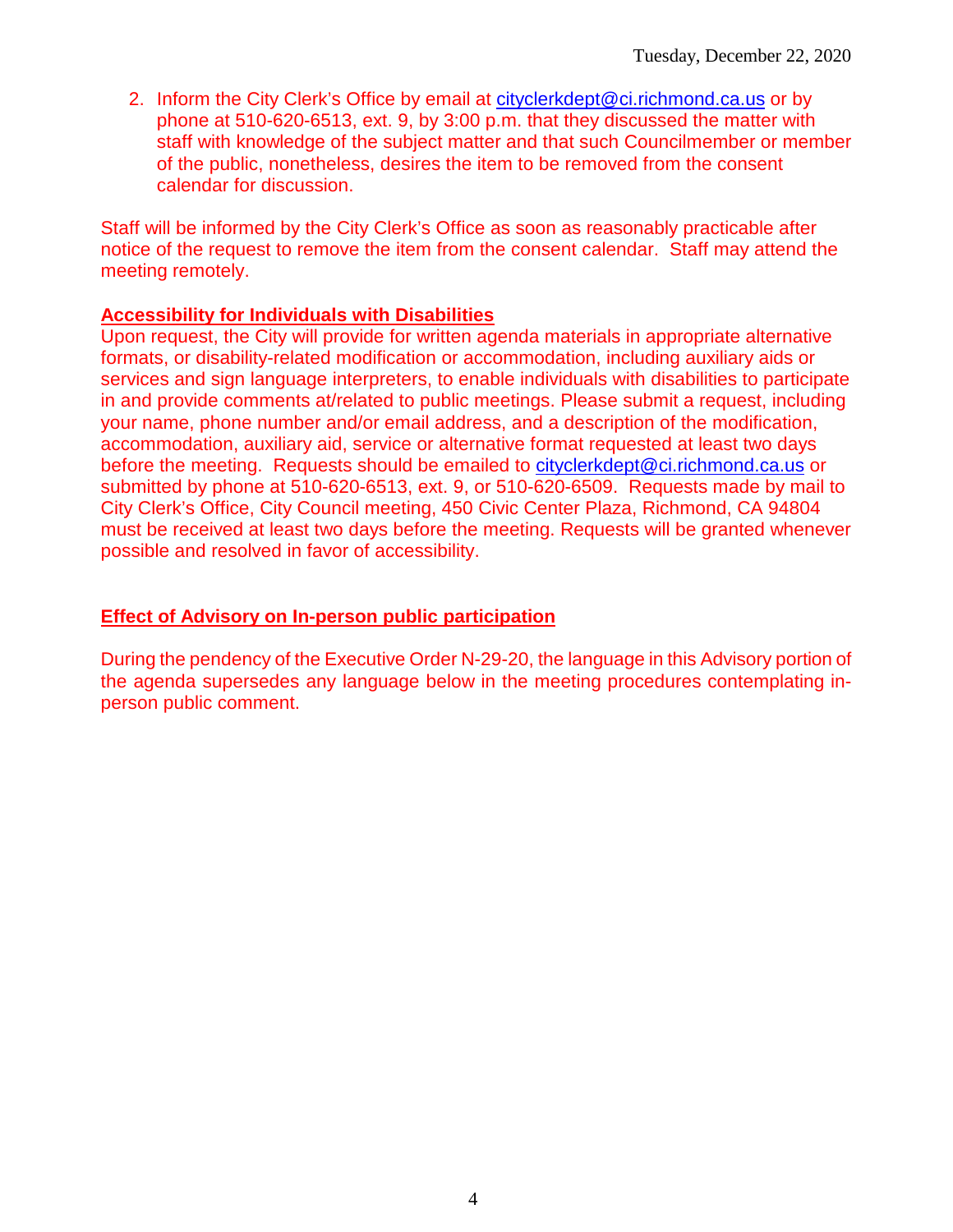2. Inform the City Clerk's Office by email at cityclerkdept@ci.richmond.ca.us or by phone at 510-620-6513, ext. 9, by 3:00 p.m. that they discussed the matter with staff with knowledge of the subject matter and that such Councilmember or member of the public, nonetheless, desires the item to be removed from the consent calendar for discussion.

Staff will be informed by the City Clerk's Office as soon as reasonably practicable after notice of the request to remove the item from the consent calendar. Staff may attend the meeting remotely.

**Accessibility for Individuals with Disabilities**

Upon request, the City will provide for written agenda materials in appropriate alternative formats, or disability-related modification or accommodation, including auxiliary aids or services and sign language interpreters, to enable individuals with disabilities to participate in and provide comments at/related to public meetings. Please submit a request, including your name, phone number and/or email address, and a description of the modification, accommodation, auxiliary aid, service or alternative format requested at least two days before the meeting. Requests should be emailed to cityclerkdept@ci.richmond.ca.us or submitted by phone at 510-620-6513, ext. 9, or 510-620-6509. Requests made by mail to City Clerk's Office, City Council meeting, 450 Civic Center Plaza, Richmond, CA 94804 must be received at least two days before the meeting. Requests will be granted whenever possible and resolved in favor of accessibility.

**Effect of Advisory on In-person public participation**

During the pendency of the Executive Order N-29-20, the language in this Advisory portion of the agenda supersedes any language below in the meeting procedures contemplating in-person public comment.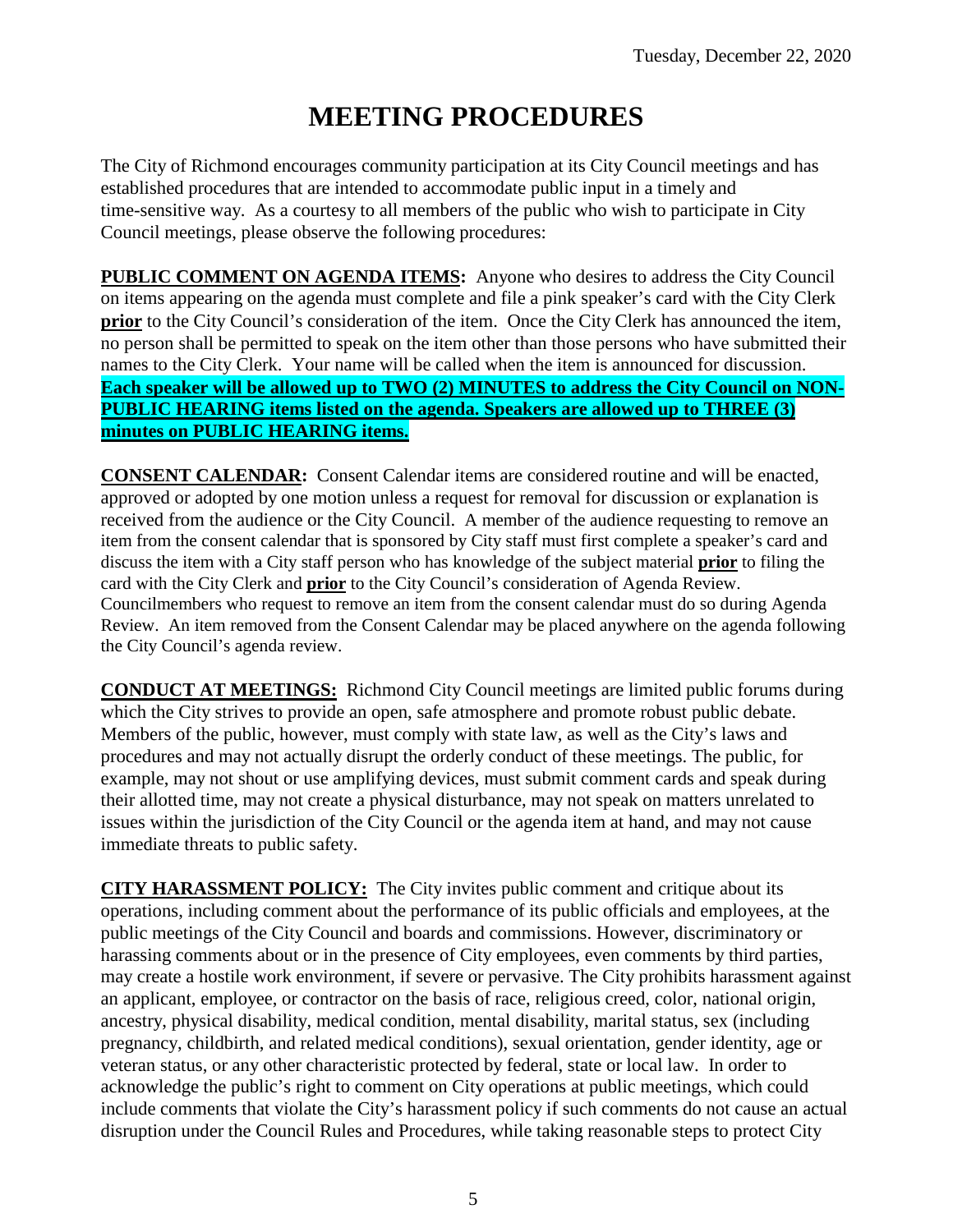Tuesday, December 22, 2020

# MEETING PROCEDURES

The City of Richmond encourages community participation at its City Council meetings and has established procedures that are intended to accommodate public input in a timely and time-sensitive way. As a courtesy to all members of the public who wish to participate in City Council meetings, please observe the following procedures:

**PUBLIC COMMENT ON AGENDA ITEMS:** Anyone who desires to address the City Council on items appearing on the agenda must complete and file a pink speaker's card with the City Clerk **prior** to the City Council's consideration of the item. Once the City Clerk has announced the item, no person shall be permitted to speak on the item other than those persons who have submitted their names to the City Clerk. Your name will be called when the item is announced for discussion. **Each speaker will be allowed up to TWO (2) MINUTES to address the City Council on NON-PUBLIC HEARING items listed on the agenda. Speakers are allowed up to THREE (3) minutes on PUBLIC HEARING items.**

**CONSENT CALENDAR:** Consent Calendar items are considered routine and will be enacted, approved or adopted by one motion unless a request for removal for discussion or explanation is received from the audience or the City Council. A member of the audience requesting to remove an item from the consent calendar that is sponsored by City staff must first complete a speaker's card and discuss the item with a City staff person who has knowledge of the subject material **prior** to filing the card with the City Clerk and **prior** to the City Council's consideration of Agenda Review. Councilmembers who request to remove an item from the consent calendar must do so during Agenda Review. An item removed from the Consent Calendar may be placed anywhere on the agenda following the City Council's agenda review.

**CONDUCT AT MEETINGS:** Richmond City Council meetings are limited public forums during which the City strives to provide an open, safe atmosphere and promote robust public debate. Members of the public, however, must comply with state law, as well as the City's laws and procedures and may not actually disrupt the orderly conduct of these meetings. The public, for example, may not shout or use amplifying devices, must submit comment cards and speak during their allotted time, may not create a physical disturbance, may not speak on matters unrelated to issues within the jurisdiction of the City Council or the agenda item at hand, and may not cause immediate threats to public safety.

**CITY HARASSMENT POLICY:** The City invites public comment and critique about its operations, including comment about the performance of its public officials and employees, at the public meetings of the City Council and boards and commissions. However, discriminatory or harassing comments about or in the presence of City employees, even comments by third parties, may create a hostile work environment, if severe or pervasive. The City prohibits harassment against an applicant, employee, or contractor on the basis of race, religious creed, color, national origin, ancestry, physical disability, medical condition, mental disability, marital status, sex (including pregnancy, childbirth, and related medical conditions), sexual orientation, gender identity, age or veteran status, or any other characteristic protected by federal, state or local law. In order to acknowledge the public's right to comment on City operations at public meetings, which could include comments that violate the City's harassment policy if such comments do not cause an actual disruption under the Council Rules and Procedures, while taking reasonable steps to protect City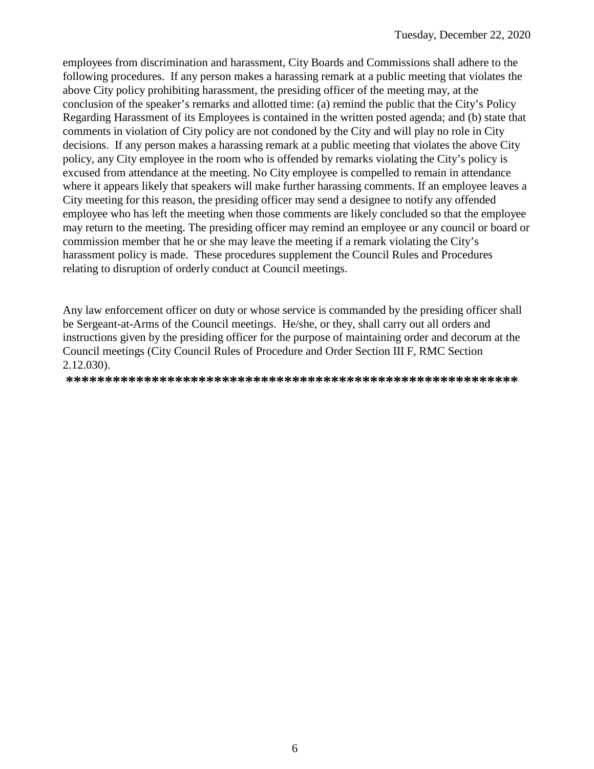employees from discrimination and harassment, City Boards and Commissions shall adhere to the following procedures. If any person makes a harassing remark at a public meeting that violates the above City policy prohibiting harassment, the presiding officer of the meeting may, at the conclusion of the speaker's remarks and allotted time: (a) remind the public that the City's Policy Regarding Harassment of its Employees is contained in the written posted agenda; and (b) state that comments in violation of City policy are not condoned by the City and will play no role in City decisions. If any person makes a harassing remark at a public meeting that violates the above City policy, any City employee in the room who is offended by remarks violating the City's policy is excused from attendance at the meeting. No City employee is compelled to remain in attendance where it appears likely that speakers will make further harassing comments. If an employee leaves a City meeting for this reason, the presiding officer may send a designee to notify any offended employee who has left the meeting when those comments are likely concluded so that the employee may return to the meeting. The presiding officer may remind an employee or any council or board or commission member that he or she may leave the meeting if a remark violating the City's harassment policy is made. These procedures supplement the Council Rules and Procedures relating to disruption of orderly conduct at Council meetings.

Any law enforcement officer on duty or whose service is commanded by the presiding officer shall be Sergeant-at-Arms of the Council meetings. He/she, or they, shall carry out all orders and instructions given by the presiding officer for the purpose of maintaining order and decorum at the Council meetings (City Council Rules of Procedure and Order Section III F, RMC Section 2.12.030).

**********************************************************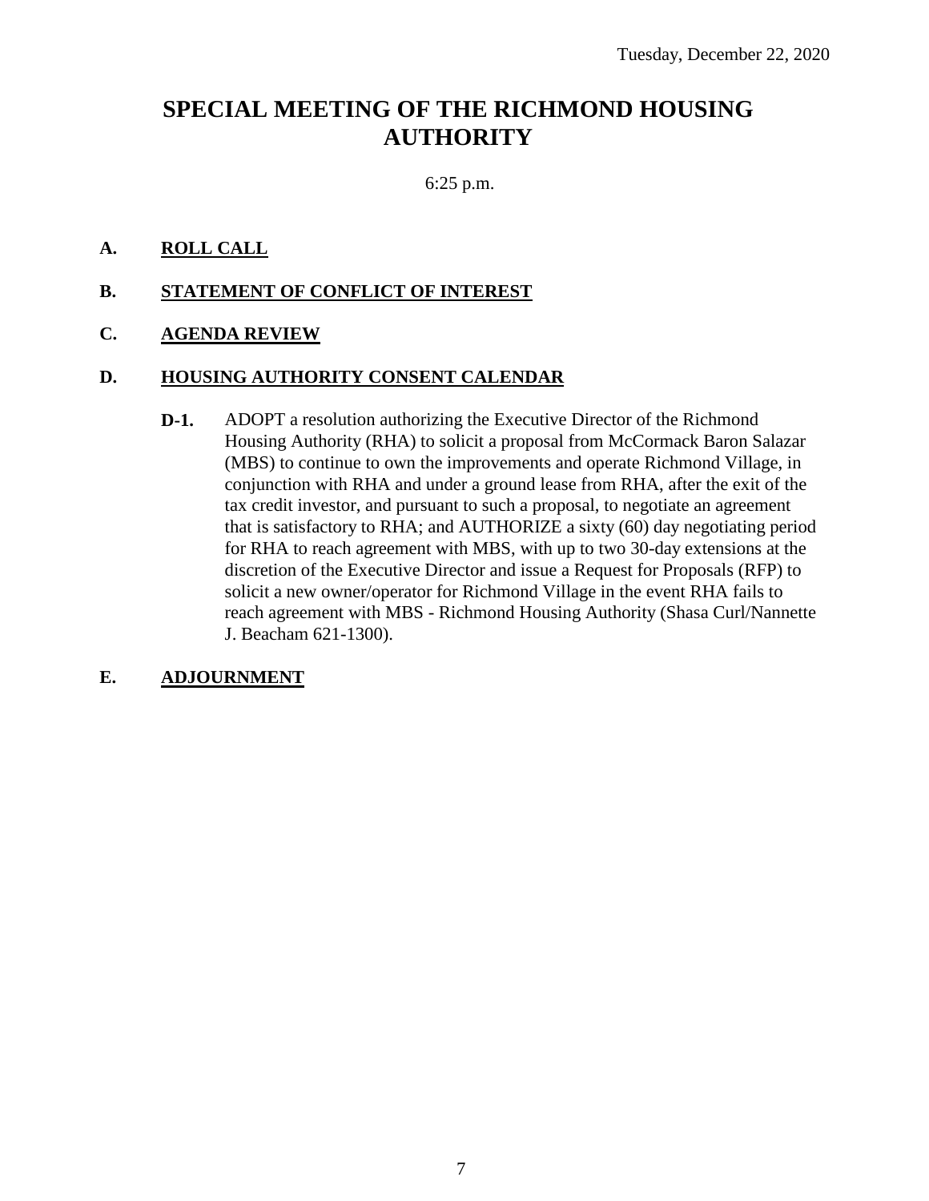Tuesday, December 22, 2020

# SPECIAL MEETING OF THE RICHMOND HOUSING AUTHORITY

6:25 p.m.

**A. ROLL CALL**

**B. STATEMENT OF CONFLICT OF INTEREST**

**C. AGENDA REVIEW**

**D. HOUSING AUTHORITY CONSENT CALENDAR**

**D-1.** ADOPT a resolution authorizing the Executive Director of the Richmond Housing Authority (RHA) to solicit a proposal from McCormack Baron Salazar (MBS) to continue to own the improvements and operate Richmond Village, in conjunction with RHA and under a ground lease from RHA, after the exit of the tax credit investor, and pursuant to such a proposal, to negotiate an agreement that is satisfactory to RHA; and AUTHORIZE a sixty (60) day negotiating period for RHA to reach agreement with MBS, with up to two 30-day extensions at the discretion of the Executive Director and issue a Request for Proposals (RFP) to solicit a new owner/operator for Richmond Village in the event RHA fails to reach agreement with MBS - Richmond Housing Authority (Shasa Curl/Nannette J. Beacham 621-1300).

**E. ADJOURNMENT**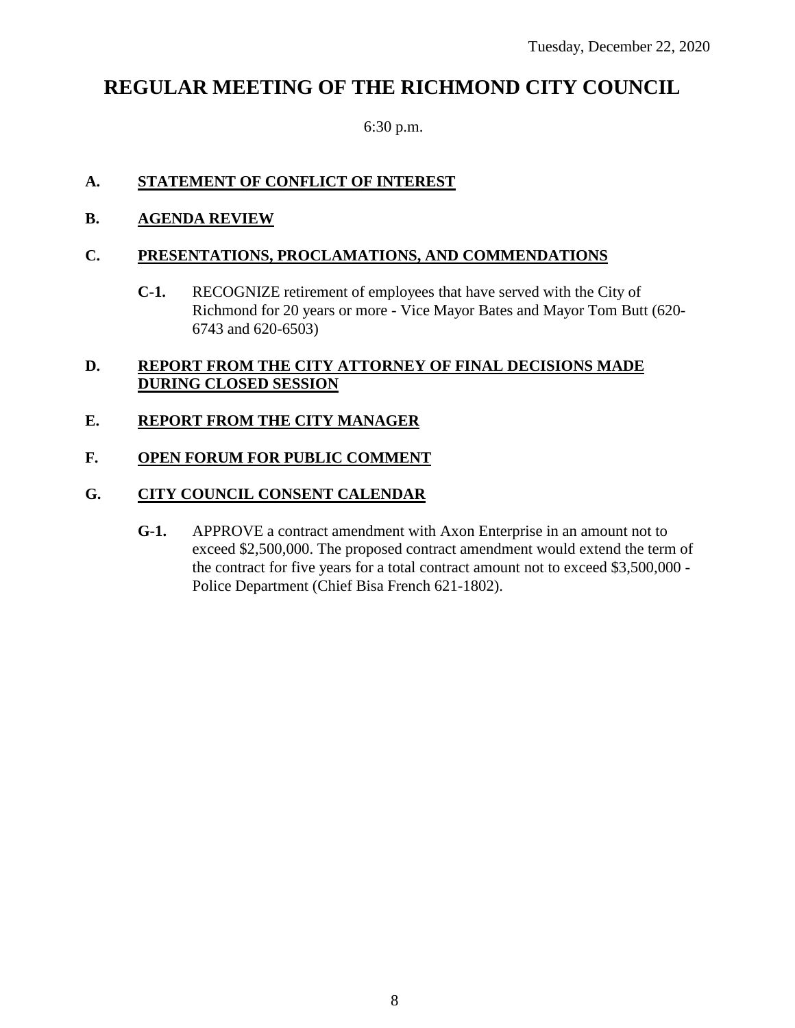Tuesday, December 22, 2020

# REGULAR MEETING OF THE RICHMOND CITY COUNCIL

6:30 p.m.

**A.** **STATEMENT OF CONFLICT OF INTEREST**

**B.** **AGENDA REVIEW**

**C.** **PRESENTATIONS, PROCLAMATIONS, AND COMMENDATIONS**

**C-1.** RECOGNIZE retirement of employees that have served with the City of Richmond for 20 years or more - Vice Mayor Bates and Mayor Tom Butt (620-6743 and 620-6503)

**D.** **REPORT FROM THE CITY ATTORNEY OF FINAL DECISIONS MADE DURING CLOSED SESSION**

**E.** **REPORT FROM THE CITY MANAGER**

**F.** **OPEN FORUM FOR PUBLIC COMMENT**

**G.** **CITY COUNCIL CONSENT CALENDAR**

**G-1.** APPROVE a contract amendment with Axon Enterprise in an amount not to exceed $2,500,000. The proposed contract amendment would extend the term of the contract for five years for a total contract amount not to exceed $3,500,000 - Police Department (Chief Bisa French 621-1802).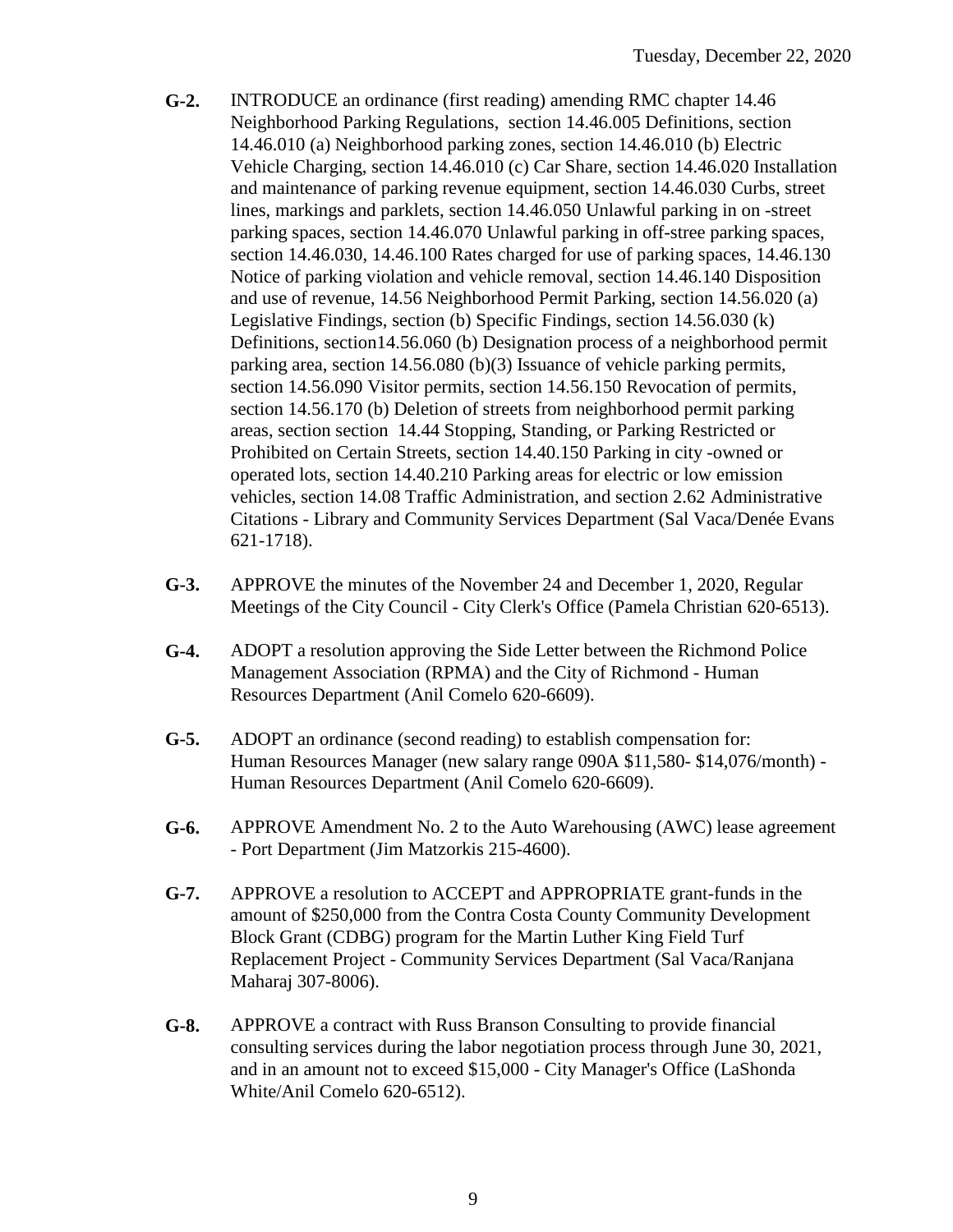**G-2.** INTRODUCE an ordinance (first reading) amending RMC chapter 14.46 Neighborhood Parking Regulations, section 14.46.005 Definitions, section 14.46.010 (a) Neighborhood parking zones, section 14.46.010 (b) Electric Vehicle Charging, section 14.46.010 (c) Car Share, section 14.46.020 Installation and maintenance of parking revenue equipment, section 14.46.030 Curbs, street lines, markings and parklets, section 14.46.050 Unlawful parking in on -street parking spaces, section 14.46.070 Unlawful parking in off-stree parking spaces, section 14.46.030, 14.46.100 Rates charged for use of parking spaces, 14.46.130 Notice of parking violation and vehicle removal, section 14.46.140 Disposition and use of revenue, 14.56 Neighborhood Permit Parking, section 14.56.020 (a) Legislative Findings, section (b) Specific Findings, section 14.56.030 (k) Definitions, section14.56.060 (b) Designation process of a neighborhood permit parking area, section 14.56.080 (b)(3) Issuance of vehicle parking permits, section 14.56.090 Visitor permits, section 14.56.150 Revocation of permits, section 14.56.170 (b) Deletion of streets from neighborhood permit parking areas, section section 14.44 Stopping, Standing, or Parking Restricted or Prohibited on Certain Streets, section 14.40.150 Parking in city -owned or operated lots, section 14.40.210 Parking areas for electric or low emission vehicles, section 14.08 Traffic Administration, and section 2.62 Administrative Citations - Library and Community Services Department (Sal Vaca/Denée Evans 621-1718).

**G-3.** APPROVE the minutes of the November 24 and December 1, 2020, Regular Meetings of the City Council - City Clerk's Office (Pamela Christian 620-6513).

**G-4.** ADOPT a resolution approving the Side Letter between the Richmond Police Management Association (RPMA) and the City of Richmond - Human Resources Department (Anil Comelo 620-6609).

**G-5.** ADOPT an ordinance (second reading) to establish compensation for: Human Resources Manager (new salary range 090A $11,580- $14,076/month) - Human Resources Department (Anil Comelo 620-6609).

**G-6.** APPROVE Amendment No. 2 to the Auto Warehousing (AWC) lease agreement - Port Department (Jim Matzorkis 215-4600).

**G-7.** APPROVE a resolution to ACCEPT and APPROPRIATE grant-funds in the amount of $250,000 from the Contra Costa County Community Development Block Grant (CDBG) program for the Martin Luther King Field Turf Replacement Project - Community Services Department (Sal Vaca/Ranjana Maharaj 307-8006).

**G-8.** APPROVE a contract with Russ Branson Consulting to provide financial consulting services during the labor negotiation process through June 30, 2021, and in an amount not to exceed $15,000 - City Manager's Office (LaShonda White/Anil Comelo 620-6512).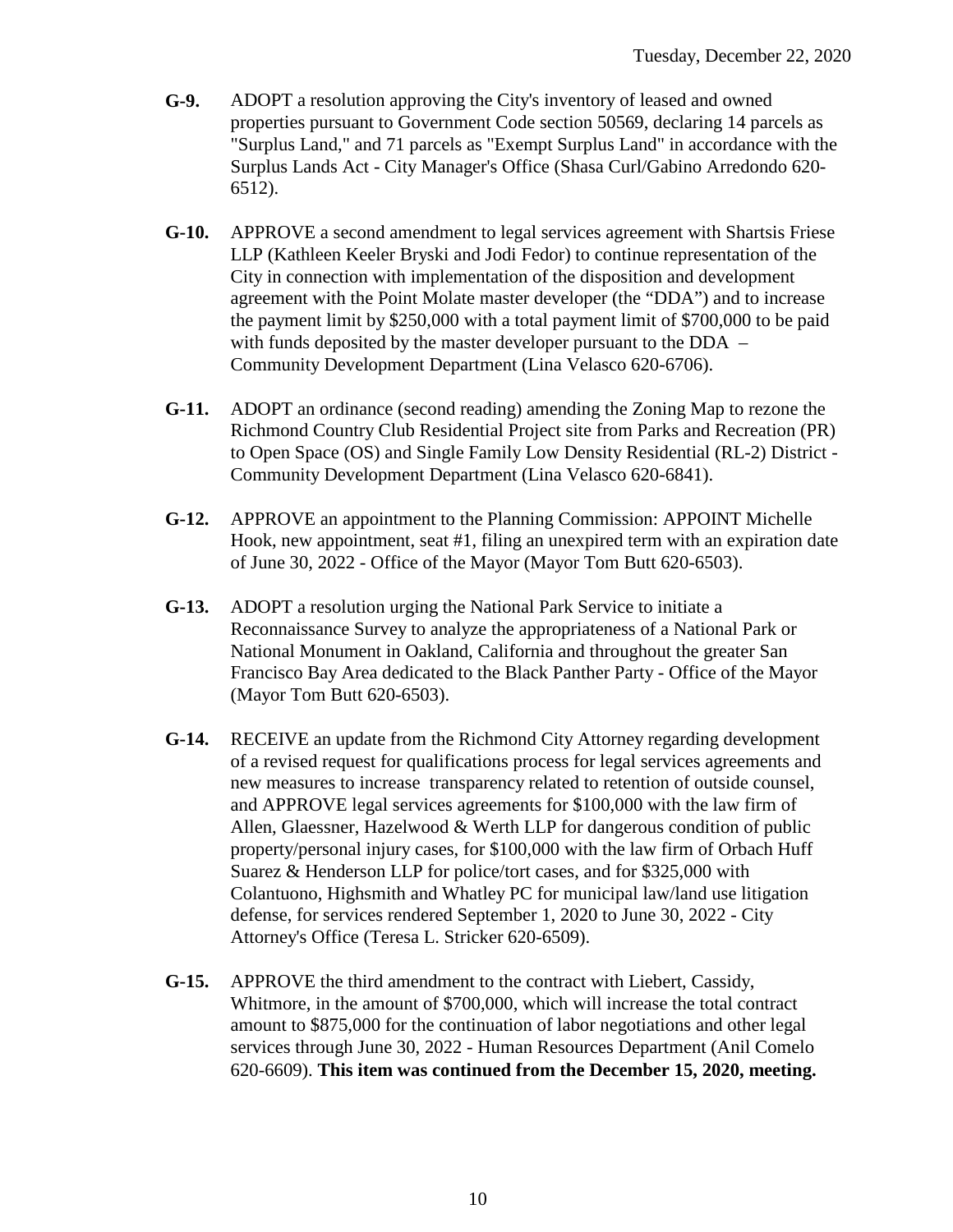**G-9.** ADOPT a resolution approving the City's inventory of leased and owned properties pursuant to Government Code section 50569, declaring 14 parcels as "Surplus Land," and 71 parcels as "Exempt Surplus Land" in accordance with the Surplus Lands Act - City Manager's Office (Shasa Curl/Gabino Arredondo 620-6512).

**G-10.** APPROVE a second amendment to legal services agreement with Shartsis Friese LLP (Kathleen Keeler Bryski and Jodi Fedor) to continue representation of the City in connection with implementation of the disposition and development agreement with the Point Molate master developer (the "DDA") and to increase the payment limit by $250,000 with a total payment limit of $700,000 to be paid with funds deposited by the master developer pursuant to the DDA – Community Development Department (Lina Velasco 620-6706).

**G-11.** ADOPT an ordinance (second reading) amending the Zoning Map to rezone the Richmond Country Club Residential Project site from Parks and Recreation (PR) to Open Space (OS) and Single Family Low Density Residential (RL-2) District - Community Development Department (Lina Velasco 620-6841).

**G-12.** APPROVE an appointment to the Planning Commission: APPOINT Michelle Hook, new appointment, seat #1, filing an unexpired term with an expiration date of June 30, 2022 - Office of the Mayor (Mayor Tom Butt 620-6503).

**G-13.** ADOPT a resolution urging the National Park Service to initiate a Reconnaissance Survey to analyze the appropriateness of a National Park or National Monument in Oakland, California and throughout the greater San Francisco Bay Area dedicated to the Black Panther Party - Office of the Mayor (Mayor Tom Butt 620-6503).

**G-14.** RECEIVE an update from the Richmond City Attorney regarding development of a revised request for qualifications process for legal services agreements and new measures to increase transparency related to retention of outside counsel, and APPROVE legal services agreements for $100,000 with the law firm of Allen, Glaessner, Hazelwood & Werth LLP for dangerous condition of public property/personal injury cases, for $100,000 with the law firm of Orbach Huff Suarez & Henderson LLP for police/tort cases, and for $325,000 with Colantuono, Highsmith and Whatley PC for municipal law/land use litigation defense, for services rendered September 1, 2020 to June 30, 2022 - City Attorney's Office (Teresa L. Stricker 620-6509).

**G-15.** APPROVE the third amendment to the contract with Liebert, Cassidy, Whitmore, in the amount of $700,000, which will increase the total contract amount to $875,000 for the continuation of labor negotiations and other legal services through June 30, 2022 - Human Resources Department (Anil Comelo 620-6609). **This item was continued from the December 15, 2020, meeting.**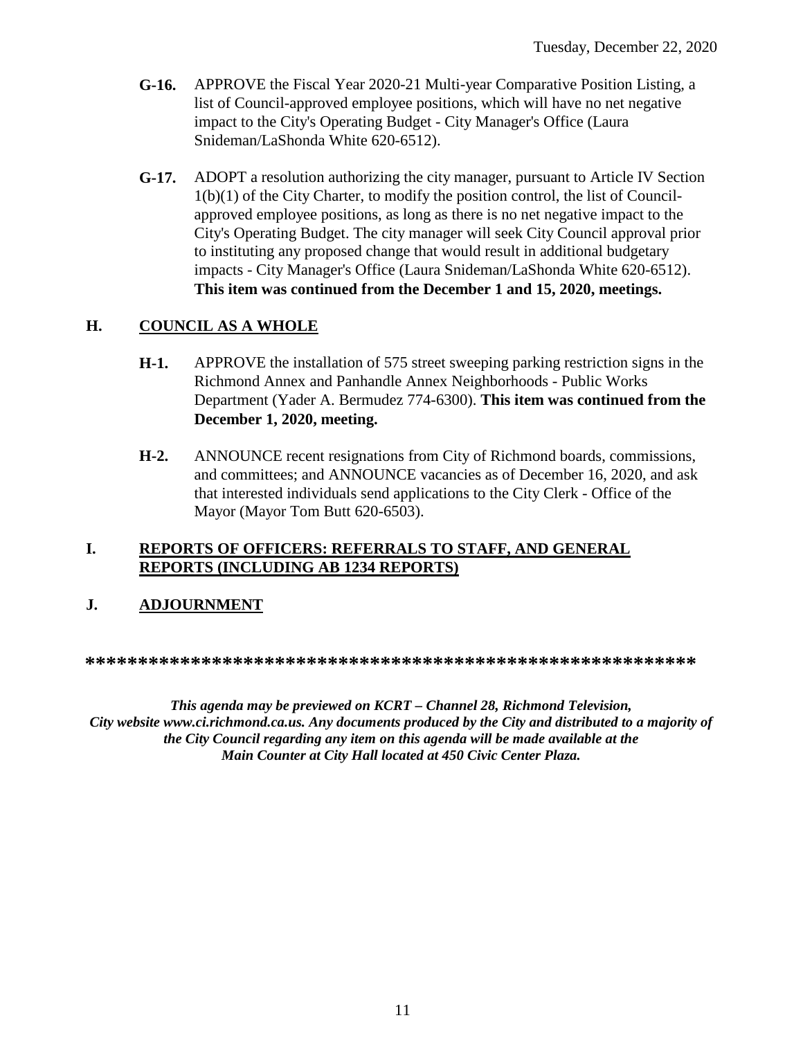- **G-16.** APPROVE the Fiscal Year 2020-21 Multi-year Comparative Position Listing, a list of Council-approved employee positions, which will have no net negative impact to the City's Operating Budget - City Manager's Office (Laura Snideman/LaShonda White 620-6512).

- **G-17.** ADOPT a resolution authorizing the city manager, pursuant to Article IV Section 1(b)(1) of the City Charter, to modify the position control, the list of Council-approved employee positions, as long as there is no net negative impact to the City's Operating Budget. The city manager will seek City Council approval prior to instituting any proposed change that would result in additional budgetary impacts - City Manager's Office (Laura Snideman/LaShonda White 620-6512). **This item was continued from the December 1 and 15, 2020, meetings.**

## H. COUNCIL AS A WHOLE

- **H-1.** APPROVE the installation of 575 street sweeping parking restriction signs in the Richmond Annex and Panhandle Annex Neighborhoods - Public Works Department (Yader A. Bermudez 774-6300). **This item was continued from the December 1, 2020, meeting.**

- **H-2.** ANNOUNCE recent resignations from City of Richmond boards, commissions, and committees; and ANNOUNCE vacancies as of December 16, 2020, and ask that interested individuals send applications to the City Clerk - Office of the Mayor (Mayor Tom Butt 620-6503).

## I. REPORTS OF OFFICERS: REFERRALS TO STAFF, AND GENERAL REPORTS (INCLUDING AB 1234 REPORTS)

## J. ADJOURNMENT

**********************************************************

*This agenda may be previewed on KCRT – Channel 28, Richmond Television, City website www.ci.richmond.ca.us. Any documents produced by the City and distributed to a majority of the City Council regarding any item on this agenda will be made available at the Main Counter at City Hall located at 450 Civic Center Plaza.*